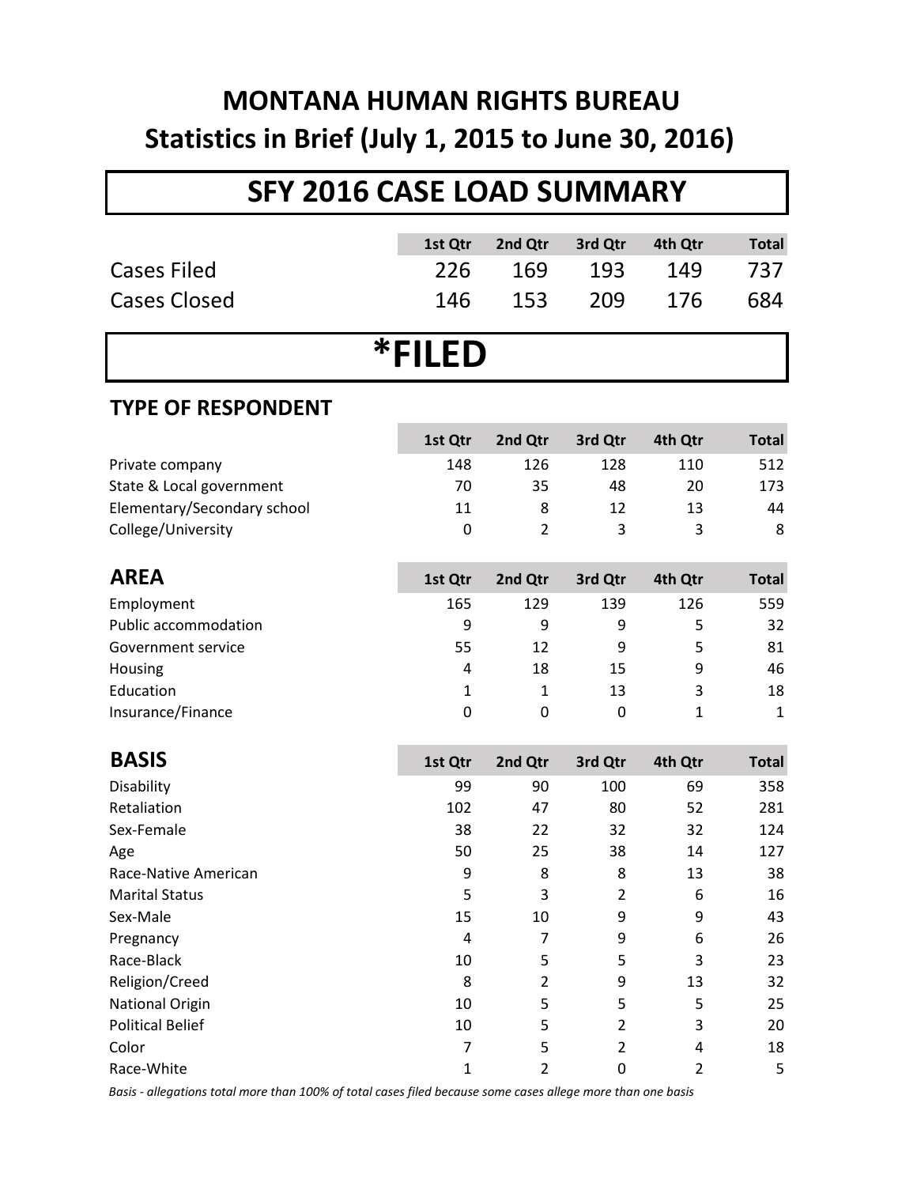# MONTANA HUMAN RIGHTS BUREAU

## Statistics in Brief (July 1, 2015 to June 30, 2016)

## SFY 2016 CASE LOAD SUMMARY

| | 1st Qtr | 2nd Qtr | 3rd Qtr | 4th Qtr | Total |
|---|---|---|---|---|---|
| Cases Filed | 226 | 169 | 193 | 149 | 737 |
| Cases Closed | 146 | 153 | 209 | 176 | 684 |

## *FILED

### TYPE OF RESPONDENT

| | 1st Qtr | 2nd Qtr | 3rd Qtr | 4th Qtr | Total |
|---|---|---|---|---|---|
| Private company | 148 | 126 | 128 | 110 | 512 |
| State & Local government | 70 | 35 | 48 | 20 | 173 |
| Elementary/Secondary school | 11 | 8 | 12 | 13 | 44 |
| College/University | 0 | 2 | 3 | 3 | 8 |

### AREA

| | 1st Qtr | 2nd Qtr | 3rd Qtr | 4th Qtr | Total |
|---|---|---|---|---|---|
| Employment | 165 | 129 | 139 | 126 | 559 |
| Public accommodation | 9 | 9 | 9 | 5 | 32 |
| Government service | 55 | 12 | 9 | 5 | 81 |
| Housing | 4 | 18 | 15 | 9 | 46 |
| Education | 1 | 1 | 13 | 3 | 18 |
| Insurance/Finance | 0 | 0 | 0 | 1 | 1 |

### BASIS

| | 1st Qtr | 2nd Qtr | 3rd Qtr | 4th Qtr | Total |
|---|---|---|---|---|---|
| Disability | 99 | 90 | 100 | 69 | 358 |
| Retaliation | 102 | 47 | 80 | 52 | 281 |
| Sex-Female | 38 | 22 | 32 | 32 | 124 |
| Age | 50 | 25 | 38 | 14 | 127 |
| Race-Native American | 9 | 8 | 8 | 13 | 38 |
| Marital Status | 5 | 3 | 2 | 6 | 16 |
| Sex-Male | 15 | 10 | 9 | 9 | 43 |
| Pregnancy | 4 | 7 | 9 | 6 | 26 |
| Race-Black | 10 | 5 | 5 | 3 | 23 |
| Religion/Creed | 8 | 2 | 9 | 13 | 32 |
| National Origin | 10 | 5 | 5 | 5 | 25 |
| Political Belief | 10 | 5 | 2 | 3 | 20 |
| Color | 7 | 5 | 2 | 4 | 18 |
| Race-White | 1 | 2 | 0 | 2 | 5 |

*Basis - allegations total more than 100% of total cases filed because some cases allege more than one basis*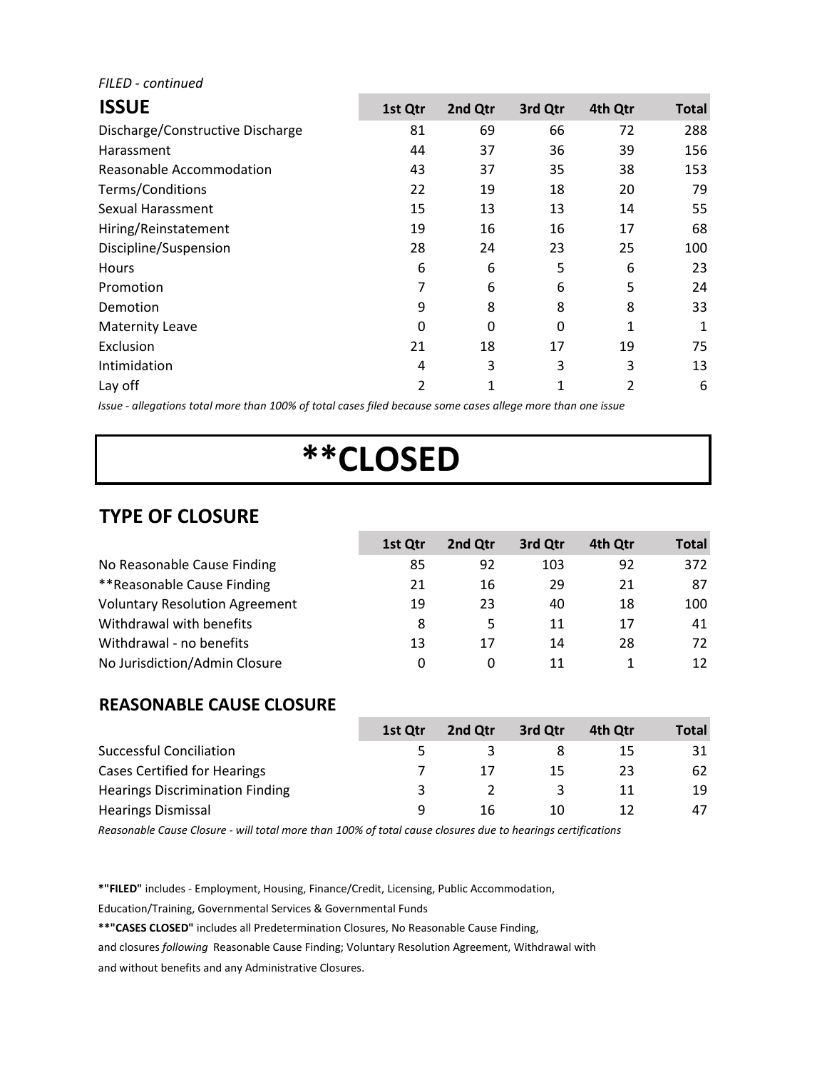*FILED - continued*

| ISSUE | 1st Qtr | 2nd Qtr | 3rd Qtr | 4th Qtr | Total |
|---|---|---|---|---|---|
| Discharge/Constructive Discharge | 81 | 69 | 66 | 72 | 288 |
| Harassment | 44 | 37 | 36 | 39 | 156 |
| Reasonable Accommodation | 43 | 37 | 35 | 38 | 153 |
| Terms/Conditions | 22 | 19 | 18 | 20 | 79 |
| Sexual Harassment | 15 | 13 | 13 | 14 | 55 |
| Hiring/Reinstatement | 19 | 16 | 16 | 17 | 68 |
| Discipline/Suspension | 28 | 24 | 23 | 25 | 100 |
| Hours | 6 | 6 | 5 | 6 | 23 |
| Promotion | 7 | 6 | 6 | 5 | 24 |
| Demotion | 9 | 8 | 8 | 8 | 33 |
| Maternity Leave | 0 | 0 | 0 | 1 | 1 |
| Exclusion | 21 | 18 | 17 | 19 | 75 |
| Intimidation | 4 | 3 | 3 | 3 | 13 |
| Lay off | 2 | 1 | 1 | 2 | 6 |

*Issue - allegations total more than 100% of total cases filed because some cases allege more than one issue*

# **CLOSED

## TYPE OF CLOSURE

| | 1st Qtr | 2nd Qtr | 3rd Qtr | 4th Qtr | Total |
|---|---|---|---|---|---|
| No Reasonable Cause Finding | 85 | 92 | 103 | 92 | 372 |
| **Reasonable Cause Finding | 21 | 16 | 29 | 21 | 87 |
| Voluntary Resolution Agreement | 19 | 23 | 40 | 18 | 100 |
| Withdrawal with benefits | 8 | 5 | 11 | 17 | 41 |
| Withdrawal - no benefits | 13 | 17 | 14 | 28 | 72 |
| No Jurisdiction/Admin Closure | 0 | 0 | 11 | 1 | 12 |

## REASONABLE CAUSE CLOSURE

| | 1st Qtr | 2nd Qtr | 3rd Qtr | 4th Qtr | Total |
|---|---|---|---|---|---|
| Successful Conciliation | 5 | 3 | 8 | 15 | 31 |
| Cases Certified for Hearings | 7 | 17 | 15 | 23 | 62 |
| Hearings Discrimination Finding | 3 | 2 | 3 | 11 | 19 |
| Hearings Dismissal | 9 | 16 | 10 | 12 | 47 |

*Reasonable Cause Closure - will total more than 100% of total cause closures due to hearings certifications*

**\*"FILED"** includes - Employment, Housing, Finance/Credit, Licensing, Public Accommodation, Education/Training, Governmental Services & Governmental Funds

**\*\*"CASES CLOSED"** includes all Predetermination Closures, No Reasonable Cause Finding, and closures *following* Reasonable Cause Finding; Voluntary Resolution Agreement, Withdrawal with and without benefits and any Administrative Closures.